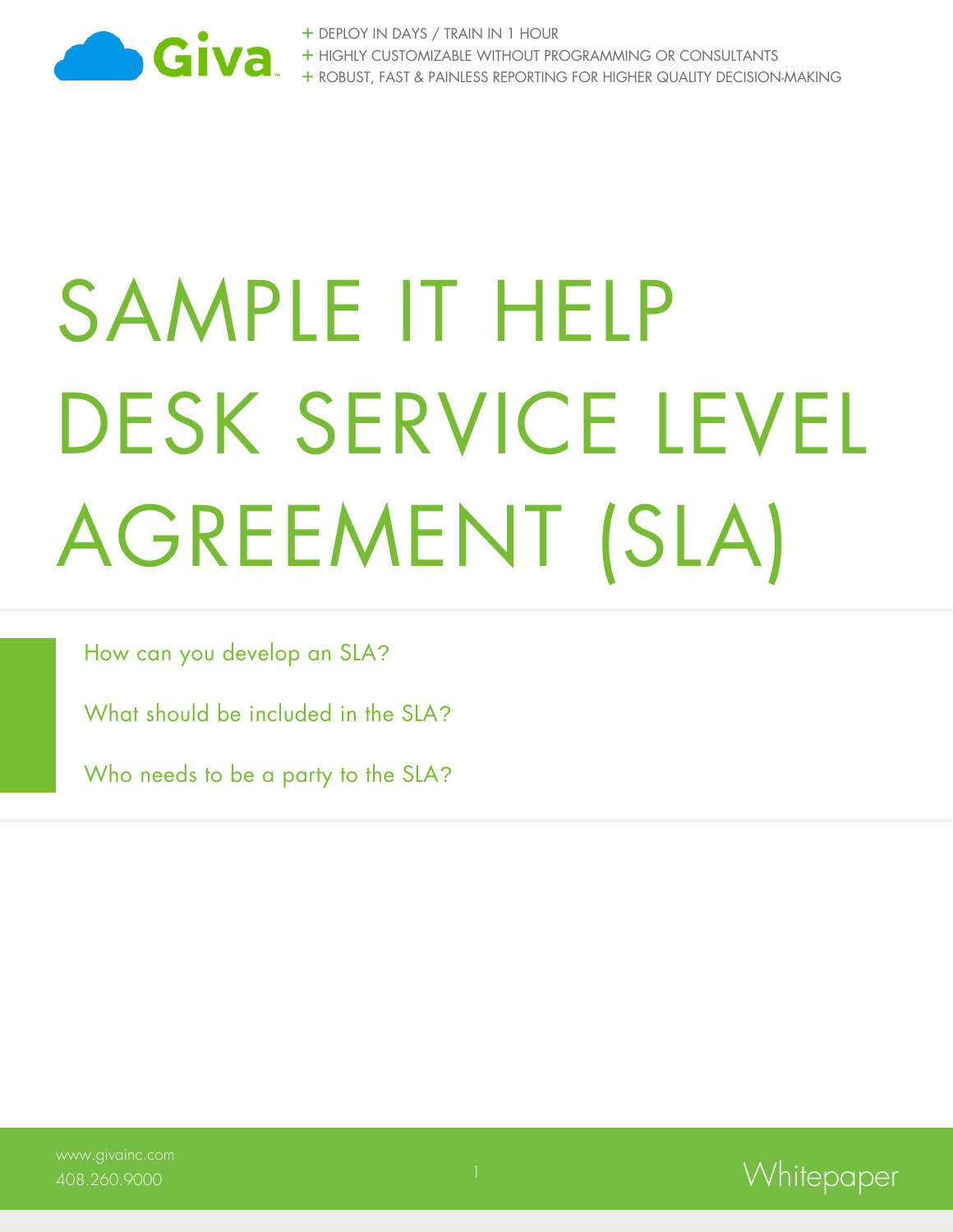Giva

+ DEPLOY IN DAYS / TRAIN IN 1 HOUR
+ HIGHLY CUSTOMIZABLE WITHOUT PROGRAMMING OR CONSULTANTS
+ ROBUST, FAST & PAINLESS REPORTING FOR HIGHER QUALITY DECISION-MAKING

# SAMPLE IT HELP DESK SERVICE LEVEL AGREEMENT (SLA)

How can you develop an SLA?

What should be included in the SLA?

Who needs to be a party to the SLA?

www.givainc.com
408.260.9000

Whitepaper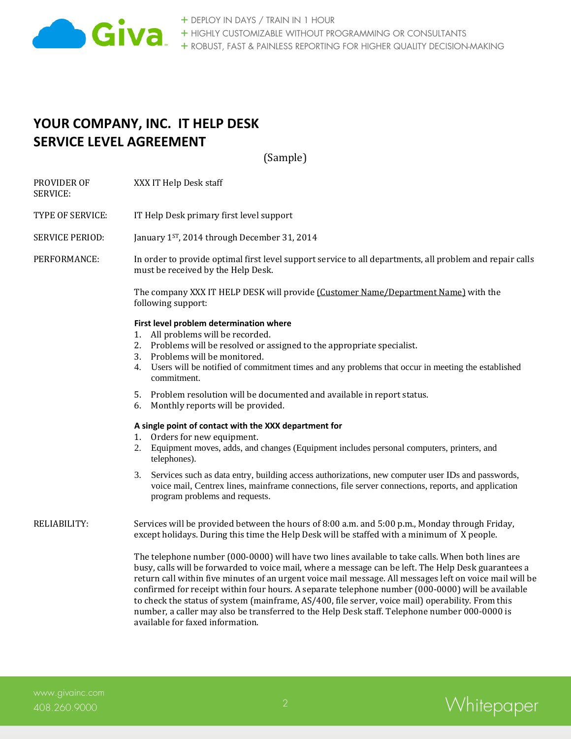# YOUR COMPANY, INC. IT HELP DESK SERVICE LEVEL AGREEMENT

(Sample)

PROVIDER OF SERVICE: XXX IT Help Desk staff

TYPE OF SERVICE: IT Help Desk primary first level support

SERVICE PERIOD: January 1ST, 2014 through December 31, 2014

PERFORMANCE: In order to provide optimal first level support service to all departments, all problem and repair calls must be received by the Help Desk.

The company XXX IT HELP DESK will provide (Customer Name/Department Name) with the following support:

**First level problem determination where**

1. All problems will be recorded.
2. Problems will be resolved or assigned to the appropriate specialist.
3. Problems will be monitored.
4. Users will be notified of commitment times and any problems that occur in meeting the established commitment.
5. Problem resolution will be documented and available in report status.
6. Monthly reports will be provided.

**A single point of contact with the XXX department for**

1. Orders for new equipment.
2. Equipment moves, adds, and changes (Equipment includes personal computers, printers, and telephones).
3. Services such as data entry, building access authorizations, new computer user IDs and passwords, voice mail, Centrex lines, mainframe connections, file server connections, reports, and application program problems and requests.

RELIABILITY: Services will be provided between the hours of 8:00 a.m. and 5:00 p.m., Monday through Friday, except holidays. During this time the Help Desk will be staffed with a minimum of X people.

The telephone number (000-0000) will have two lines available to take calls. When both lines are busy, calls will be forwarded to voice mail, where a message can be left. The Help Desk guarantees a return call within five minutes of an urgent voice mail message. All messages left on voice mail will be confirmed for receipt within four hours. A separate telephone number (000-0000) will be available to check the status of system (mainframe, AS/400, file server, voice mail) operability. From this number, a caller may also be transferred to the Help Desk staff. Telephone number 000-0000 is available for faxed information.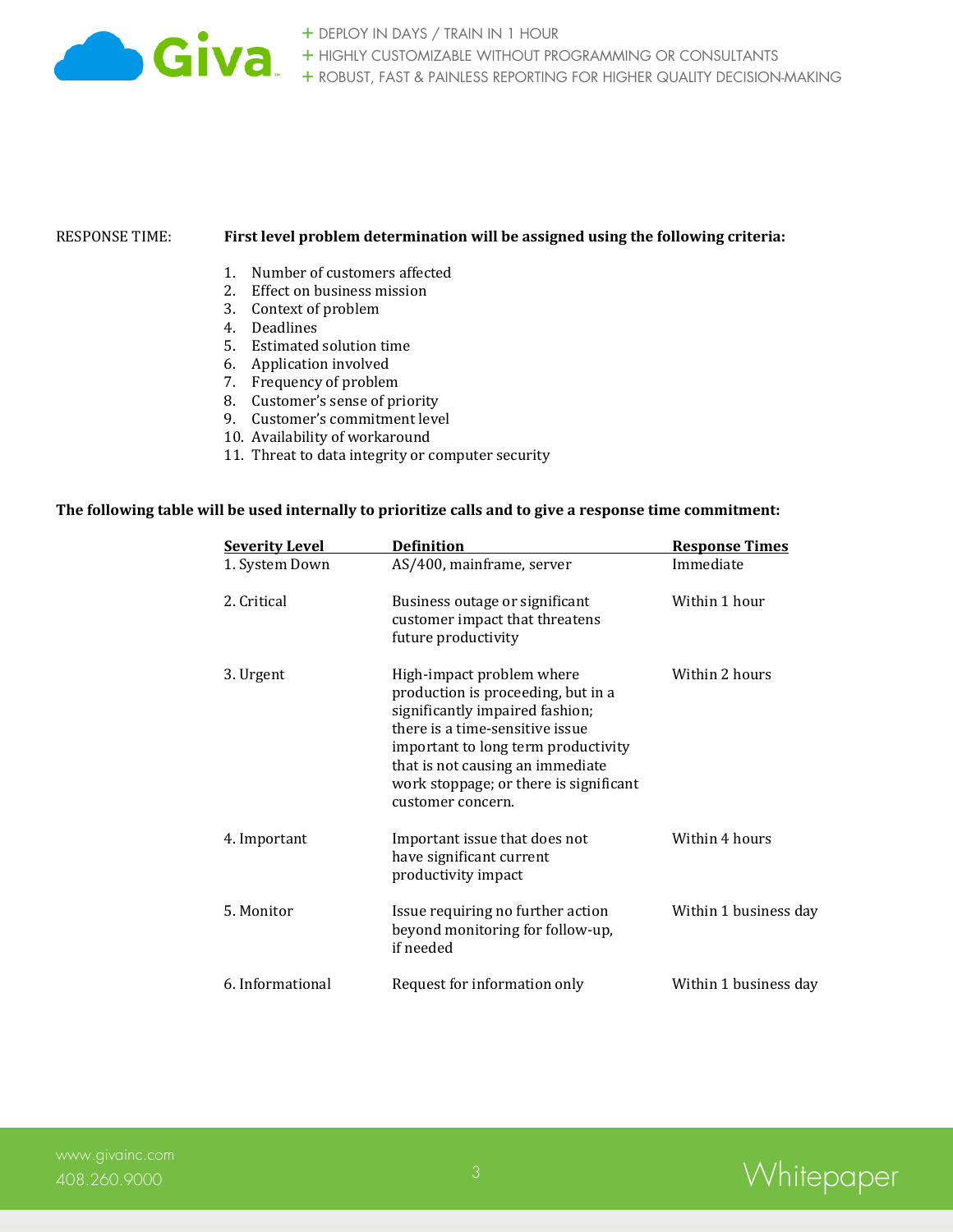RESPONSE TIME: **First level problem determination will be assigned using the following criteria:**

1. Number of customers affected
2. Effect on business mission
3. Context of problem
4. Deadlines
5. Estimated solution time
6. Application involved
7. Frequency of problem
8. Customer's sense of priority
9. Customer's commitment level
10. Availability of workaround
11. Threat to data integrity or computer security

**The following table will be used internally to prioritize calls and to give a response time commitment:**

| Severity Level | Definition | Response Times |
|---|---|---|
| 1. System Down | AS/400, mainframe, server | Immediate |
| 2. Critical | Business outage or significant customer impact that threatens future productivity | Within 1 hour |
| 3. Urgent | High-impact problem where production is proceeding, but in a significantly impaired fashion; there is a time-sensitive issue important to long term productivity that is not causing an immediate work stoppage; or there is significant customer concern. | Within 2 hours |
| 4. Important | Important issue that does not have significant current productivity impact | Within 4 hours |
| 5. Monitor | Issue requiring no further action beyond monitoring for follow-up, if needed | Within 1 business day |
| 6. Informational | Request for information only | Within 1 business day |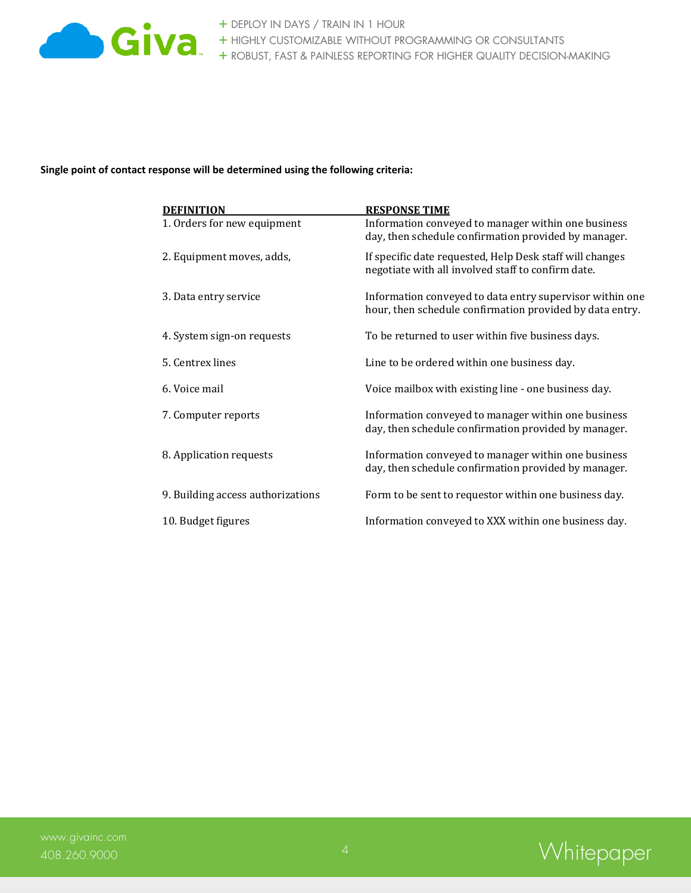**Single point of contact response will be determined using the following criteria:**

| DEFINITION | RESPONSE TIME |
|---|---|
| 1. Orders for new equipment | Information conveyed to manager within one business day, then schedule confirmation provided by manager. |
| 2. Equipment moves, adds, | If specific date requested, Help Desk staff will changes negotiate with all involved staff to confirm date. |
| 3. Data entry service | Information conveyed to data entry supervisor within one hour, then schedule confirmation provided by data entry. |
| 4. System sign-on requests | To be returned to user within five business days. |
| 5. Centrex lines | Line to be ordered within one business day. |
| 6. Voice mail | Voice mailbox with existing line - one business day. |
| 7. Computer reports | Information conveyed to manager within one business day, then schedule confirmation provided by manager. |
| 8. Application requests | Information conveyed to manager within one business day, then schedule confirmation provided by manager. |
| 9. Building access authorizations | Form to be sent to requestor within one business day. |
| 10. Budget figures | Information conveyed to XXX within one business day. |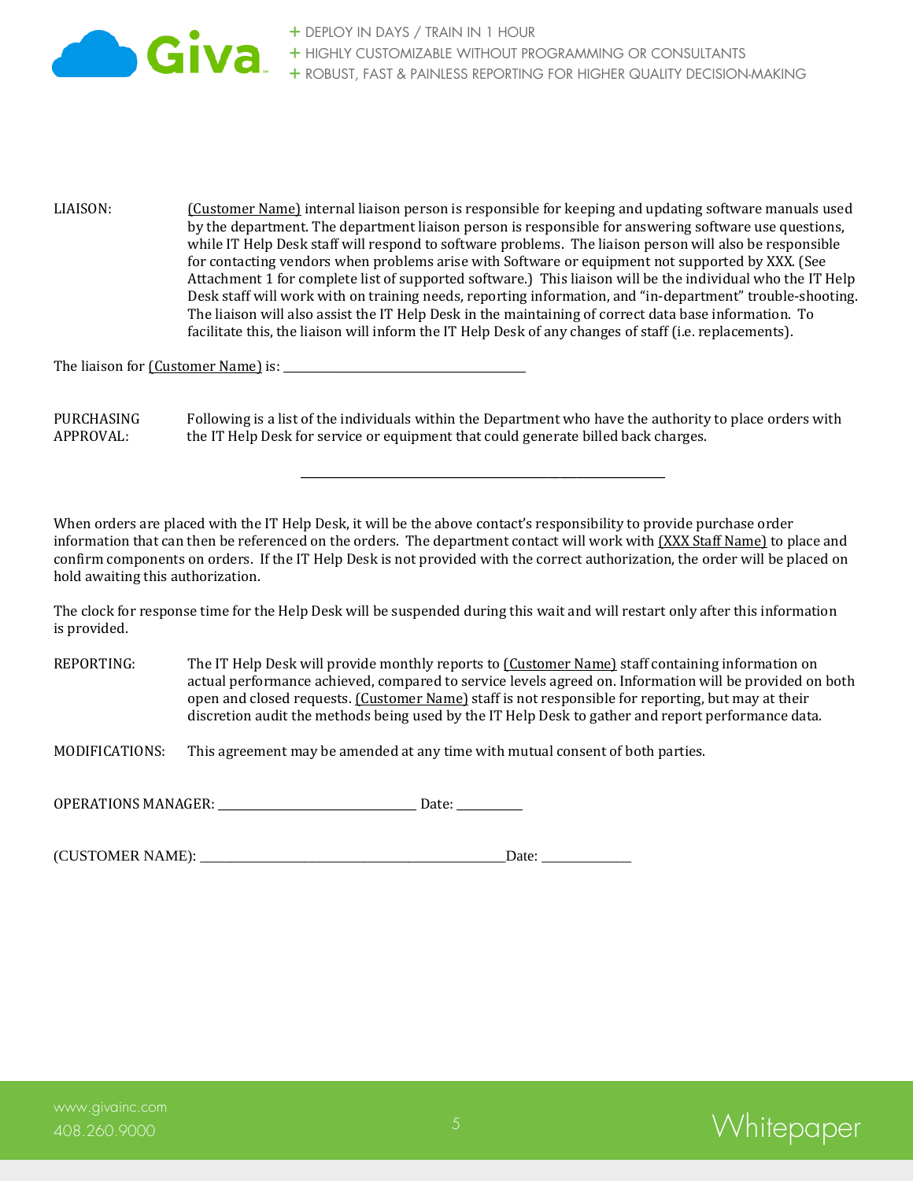LIAISON: (Customer Name) internal liaison person is responsible for keeping and updating software manuals used by the department. The department liaison person is responsible for answering software use questions, while IT Help Desk staff will respond to software problems. The liaison person will also be responsible for contacting vendors when problems arise with Software or equipment not supported by XXX. (See Attachment 1 for complete list of supported software.) This liaison will be the individual who the IT Help Desk staff will work with on training needs, reporting information, and "in-department" trouble-shooting. The liaison will also assist the IT Help Desk in the maintaining of correct data base information. To facilitate this, the liaison will inform the IT Help Desk of any changes of staff (i.e. replacements).

The liaison for (Customer Name) is: ______________________________________

PURCHASING APPROVAL: Following is a list of the individuals within the Department who have the authority to place orders with the IT Help Desk for service or equipment that could generate billed back charges.

______________________________________________________

When orders are placed with the IT Help Desk, it will be the above contact's responsibility to provide purchase order information that can then be referenced on the orders. The department contact will work with (XXX Staff Name) to place and confirm components on orders. If the IT Help Desk is not provided with the correct authorization, the order will be placed on hold awaiting this authorization.

The clock for response time for the Help Desk will be suspended during this wait and will restart only after this information is provided.

REPORTING: The IT Help Desk will provide monthly reports to (Customer Name) staff containing information on actual performance achieved, compared to service levels agreed on. Information will be provided on both open and closed requests. (Customer Name) staff is not responsible for reporting, but may at their discretion audit the methods being used by the IT Help Desk to gather and report performance data.

MODIFICATIONS: This agreement may be amended at any time with mutual consent of both parties.

OPERATIONS MANAGER: ______________________________ Date: __________

(CUSTOMER NAME): ______________________________________________Date: _____________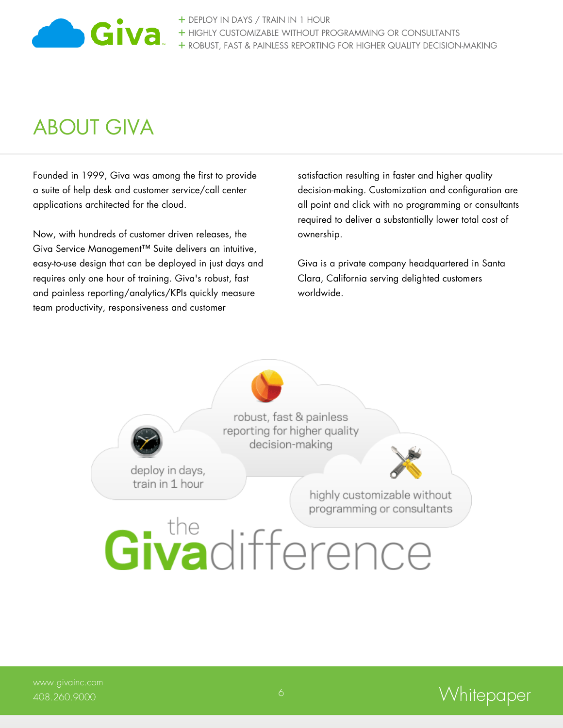# ABOUT GIVA

Founded in 1999, Giva was among the first to provide a suite of help desk and customer service/call center applications architected for the cloud.

Now, with hundreds of customer driven releases, the Giva Service Management™ Suite delivers an intuitive, easy-to-use design that can be deployed in just days and requires only one hour of training. Giva's robust, fast and painless reporting/analytics/KPIs quickly measure team productivity, responsiveness and customer satisfaction resulting in faster and higher quality decision-making. Customization and configuration are all point and click with no programming or consultants required to deliver a substantially lower total cost of ownership.

Giva is a private company headquartered in Santa Clara, California serving delighted customers worldwide.

robust, fast & painless reporting for higher quality decision-making

deploy in days, train in 1 hour

highly customizable without programming or consultants

the Giva difference